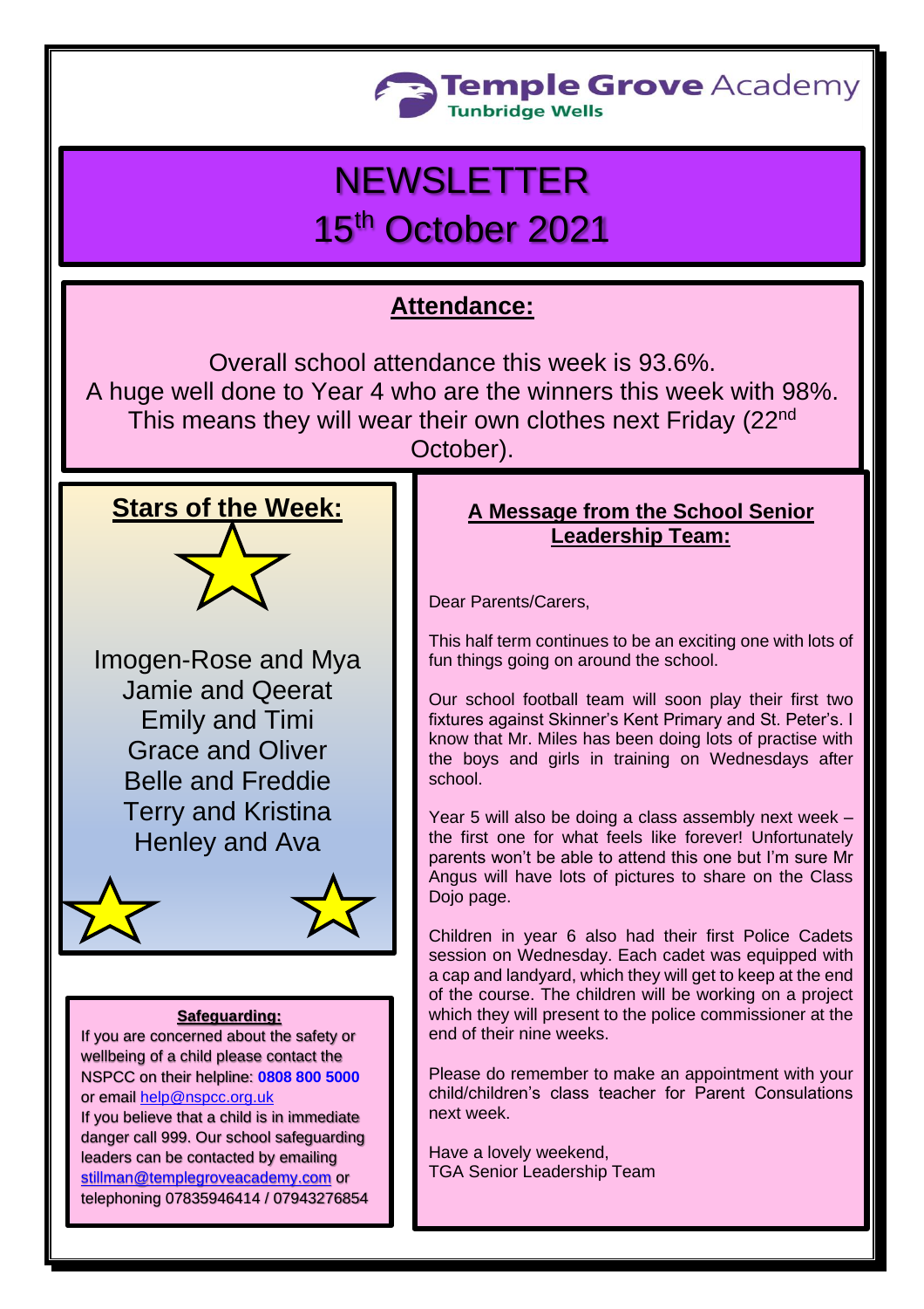Temple Grove Academy
Tunbridge Wells

# NEWSLETTER
# 15th October 2021

## Attendance:

Overall school attendance this week is 93.6%.
A huge well done to Year 4 who are the winners this week with 98%.
This means they will wear their own clothes next Friday (22nd October).

## Stars of the Week:

Imogen-Rose and Mya
Jamie and Qeerat
Emily and Timi
Grace and Oliver
Belle and Freddie
Terry and Kristina
Henley and Ava

### Safeguarding:

If you are concerned about the safety or wellbeing of a child please contact the NSPCC on their helpline: **0808 800 5000** or email help@nspcc.org.uk
If you believe that a child is in immediate danger call 999. Our school safeguarding leaders can be contacted by emailing stillman@templegroveacademy.com or telephoning 07835946414 / 07943276854

## A Message from the School Senior Leadership Team:

Dear Parents/Carers,

This half term continues to be an exciting one with lots of fun things going on around the school.

Our school football team will soon play their first two fixtures against Skinner's Kent Primary and St. Peter's. I know that Mr. Miles has been doing lots of practise with the boys and girls in training on Wednesdays after school.

Year 5 will also be doing a class assembly next week – the first one for what feels like forever! Unfortunately parents won't be able to attend this one but I'm sure Mr Angus will have lots of pictures to share on the Class Dojo page.

Children in year 6 also had their first Police Cadets session on Wednesday. Each cadet was equipped with a cap and landyard, which they will get to keep at the end of the course. The children will be working on a project which they will present to the police commissioner at the end of their nine weeks.

Please do remember to make an appointment with your child/children's class teacher for Parent Consulations next week.

Have a lovely weekend,
TGA Senior Leadership Team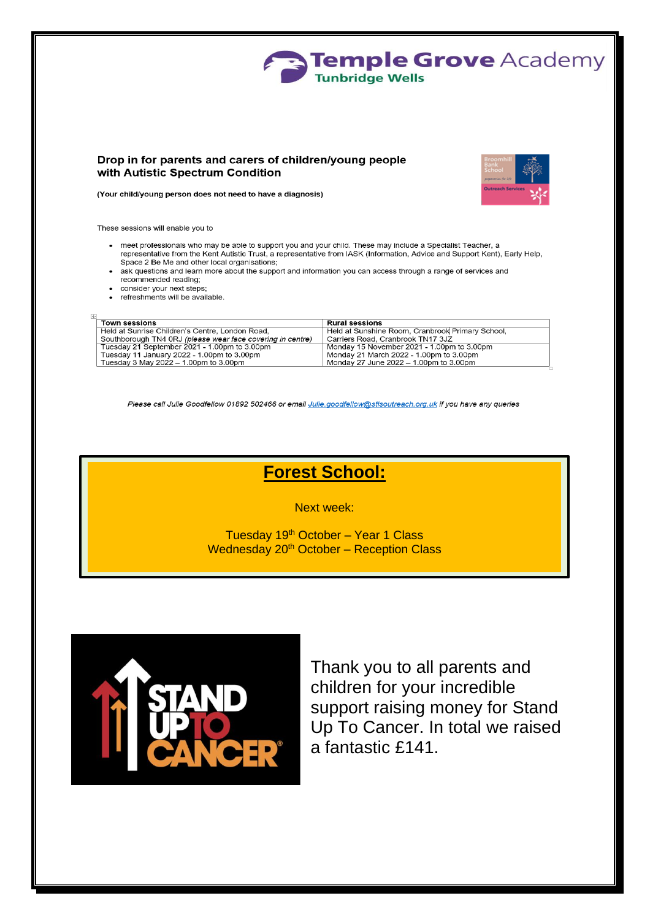### Drop in for parents and carers of children/young people with Autistic Spectrum Condition

**(Your child/young person does not need to have a diagnosis)**

These sessions will enable you to

- meet professionals who may be able to support you and your child. These may include a Specialist Teacher, a representative from the Kent Autistic Trust, a representative from IASK (Information, Advice and Support Kent), Early Help, Space 2 Be Me and other local organisations;
- ask questions and learn more about the support and information you can access through a range of services and recommended reading;
- consider your next steps;
- refreshments will be available.

| **Town sessions** | **Rural sessions** |
|---|---|
| Held at Sunrise Children's Centre, London Road, Southborough TN4 0RJ *(please wear face covering in centre)* | Held at Sunshine Room, Cranbrook Primary School, Carriers Road, Cranbrook TN17 3JZ |
| Tuesday 21 September 2021 - 1.00pm to 3.00pm<br>Tuesday 11 January 2022 - 1.00pm to 3.00pm<br>Tuesday 3 May 2022 – 1.00pm to 3.00pm | Monday 15 November 2021 - 1.00pm to 3.00pm<br>Monday 21 March 2022 - 1.00pm to 3.00pm<br>Monday 27 June 2022 – 1.00pm to 3.00pm |

*Please call Julie Goodfellow 01892 502466 or email Julie.goodfellow@stlsoutreach.org.uk if you have any queries*

## Forest School:

Next week:

Tuesday 19th October – Year 1 Class
Wednesday 20th October – Reception Class

Thank you to all parents and children for your incredible support raising money for Stand Up To Cancer. In total we raised a fantastic £141.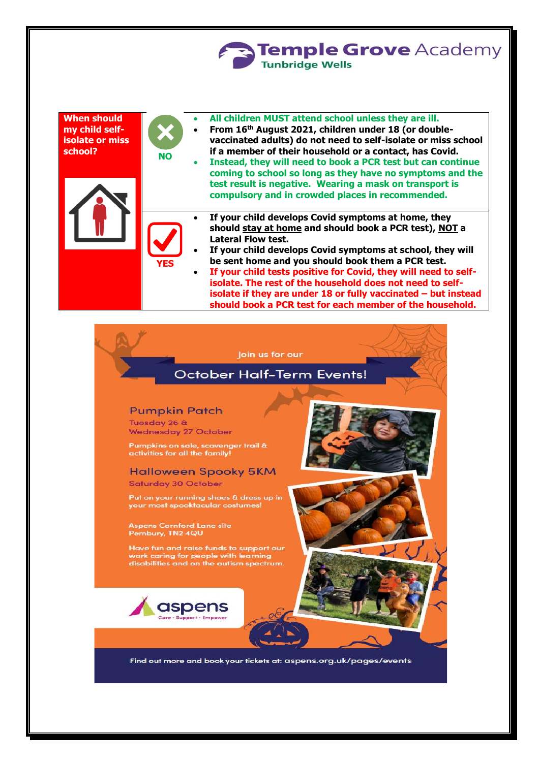**Temple Grove Academy**
Tunbridge Wells

| | | |
|---|---|---|
| **When should my child self-isolate or miss school?** | **NO** | • **All children MUST attend school unless they are ill.**<br>• **From 16th August 2021, children under 18 (or double-vaccinated adults) do not need to self-isolate or miss school if a member of their household or a contact, has Covid.**<br>• **Instead, they will need to book a PCR test but can continue coming to school so long as they have no symptoms and the test result is negative. Wearing a mask on transport is compulsory and in crowded places in recommended.** |
| | **YES** | • **If your child develops Covid symptoms at home, they should stay at home and should book a PCR test), NOT a Lateral Flow test.**<br>• **If your child develops Covid symptoms at school, they will be sent home and you should book them a PCR test.**<br>• **If your child tests positive for Covid, they will need to self-isolate. The rest of the household does not need to self-isolate if they are under 18 or fully vaccinated – but instead should book a PCR test for each member of the household.** |

Join us for our

## October Half-Term Events!

### Pumpkin Patch

Tuesday 26 &
Wednesday 27 October

Pumpkins on sale, scavenger trail & activities for all the family!

### Halloween Spooky 5KM

Saturday 30 October

Put on your running shoes & dress up in your most spooktacular costumes!

Aspens Cornford Lane site
Pembury, TN2 4QU

Have fun and raise funds to support our work caring for people with learning disabilities and on the autism spectrum.

aspens
Care · Support · Empower

Find out more and book your tickets at: aspens.org.uk/pages/events